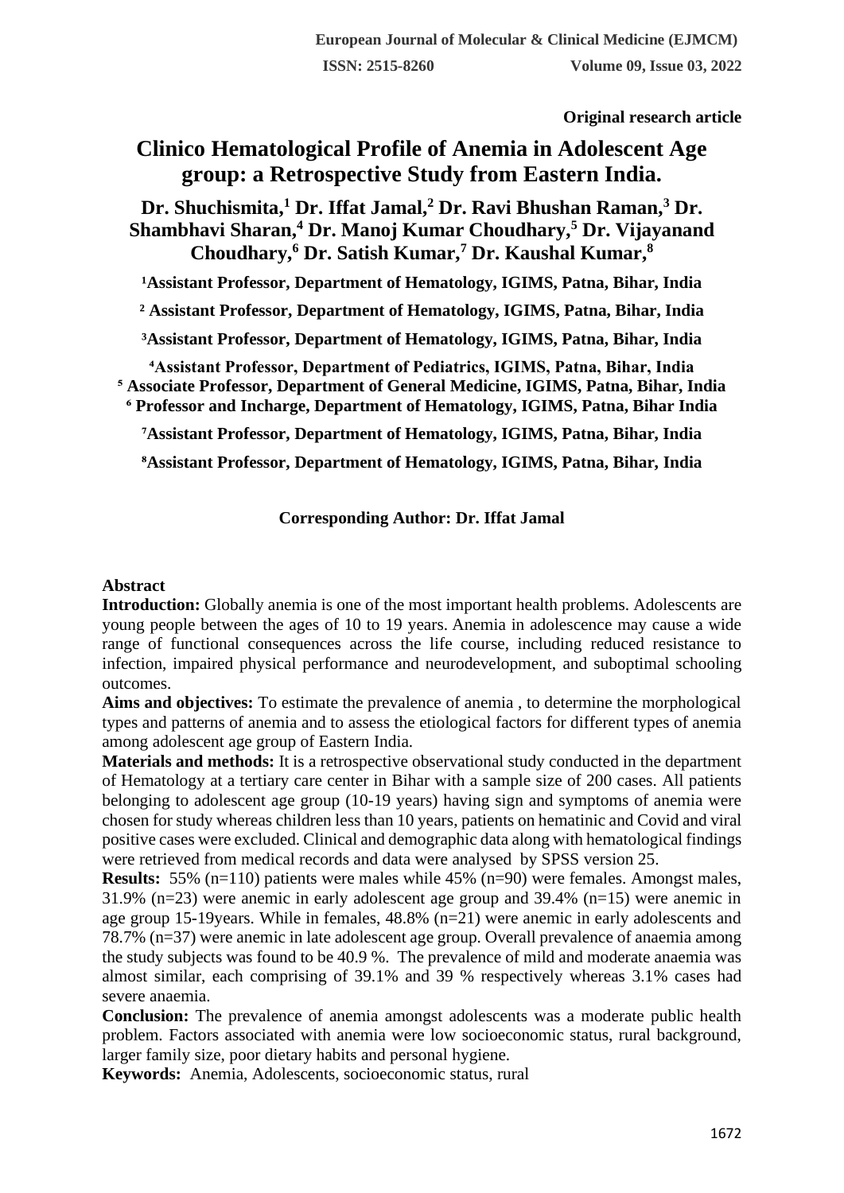**Original research article**

# Clinico Hematological Profile of Anemia in Adolescent Age group: a Retrospective Study from Eastern India.

**Dr. Shuchismita,[1] Dr. Iffat Jamal,[2] Dr. Ravi Bhushan Raman,[3] Dr. Shambhavi Sharan,[4] Dr. Manoj Kumar Choudhary,[5] Dr. Vijayanand Choudhary,[6] Dr. Satish Kumar,[7] Dr. Kaushal Kumar,[8]**

[1]Assistant Professor, Department of Hematology, IGIMS, Patna, Bihar, India

[2] Assistant Professor, Department of Hematology, IGIMS, Patna, Bihar, India

[3]Assistant Professor, Department of Hematology, IGIMS, Patna, Bihar, India

[4]Assistant Professor, Department of Pediatrics, IGIMS, Patna, Bihar, India

[5] Associate Professor, Department of General Medicine, IGIMS, Patna, Bihar, India

[6] Professor and Incharge, Department of Hematology, IGIMS, Patna, Bihar India

[7]Assistant Professor, Department of Hematology, IGIMS, Patna, Bihar, India

[8]Assistant Professor, Department of Hematology, IGIMS, Patna, Bihar, India

**Corresponding Author: Dr. Iffat Jamal**

## Abstract

**Introduction:** Globally anemia is one of the most important health problems. Adolescents are young people between the ages of 10 to 19 years. Anemia in adolescence may cause a wide range of functional consequences across the life course, including reduced resistance to infection, impaired physical performance and neurodevelopment, and suboptimal schooling outcomes.

**Aims and objectives:** To estimate the prevalence of anemia , to determine the morphological types and patterns of anemia and to assess the etiological factors for different types of anemia among adolescent age group of Eastern India.

**Materials and methods:** It is a retrospective observational study conducted in the department of Hematology at a tertiary care center in Bihar with a sample size of 200 cases. All patients belonging to adolescent age group (10-19 years) having sign and symptoms of anemia were chosen for study whereas children less than 10 years, patients on hematinic and Covid and viral positive cases were excluded. Clinical and demographic data along with hematological findings were retrieved from medical records and data were analysed by SPSS version 25.

**Results:** 55% (n=110) patients were males while 45% (n=90) were females. Amongst males, 31.9% (n=23) were anemic in early adolescent age group and 39.4% (n=15) were anemic in age group 15-19years. While in females, 48.8% (n=21) were anemic in early adolescents and 78.7% (n=37) were anemic in late adolescent age group. Overall prevalence of anaemia among the study subjects was found to be 40.9 %. The prevalence of mild and moderate anaemia was almost similar, each comprising of 39.1% and 39 % respectively whereas 3.1% cases had severe anaemia.

**Conclusion:** The prevalence of anemia amongst adolescents was a moderate public health problem. Factors associated with anemia were low socioeconomic status, rural background, larger family size, poor dietary habits and personal hygiene.

**Keywords:** Anemia, Adolescents, socioeconomic status, rural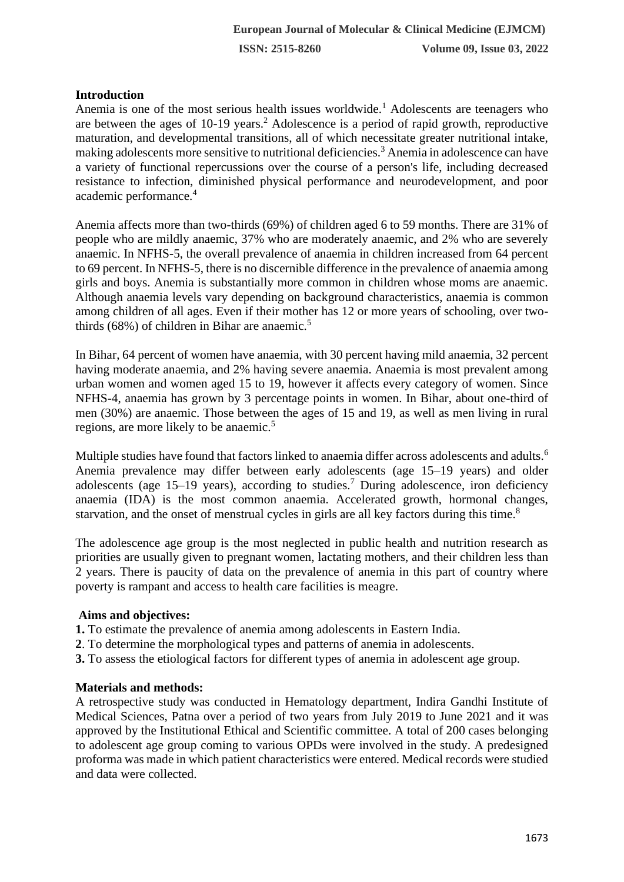## Introduction

Anemia is one of the most serious health issues worldwide.[1] Adolescents are teenagers who are between the ages of 10-19 years.[2] Adolescence is a period of rapid growth, reproductive maturation, and developmental transitions, all of which necessitate greater nutritional intake, making adolescents more sensitive to nutritional deficiencies.[3] Anemia in adolescence can have a variety of functional repercussions over the course of a person's life, including decreased resistance to infection, diminished physical performance and neurodevelopment, and poor academic performance.[4]

Anemia affects more than two-thirds (69%) of children aged 6 to 59 months. There are 31% of people who are mildly anaemic, 37% who are moderately anaemic, and 2% who are severely anaemic. In NFHS-5, the overall prevalence of anaemia in children increased from 64 percent to 69 percent. In NFHS-5, there is no discernible difference in the prevalence of anaemia among girls and boys. Anemia is substantially more common in children whose moms are anaemic. Although anaemia levels vary depending on background characteristics, anaemia is common among children of all ages. Even if their mother has 12 or more years of schooling, over two-thirds (68%) of children in Bihar are anaemic.[5]

In Bihar, 64 percent of women have anaemia, with 30 percent having mild anaemia, 32 percent having moderate anaemia, and 2% having severe anaemia. Anaemia is most prevalent among urban women and women aged 15 to 19, however it affects every category of women. Since NFHS-4, anaemia has grown by 3 percentage points in women. In Bihar, about one-third of men (30%) are anaemic. Those between the ages of 15 and 19, as well as men living in rural regions, are more likely to be anaemic.[5]

Multiple studies have found that factors linked to anaemia differ across adolescents and adults.[6] Anemia prevalence may differ between early adolescents (age 15–19 years) and older adolescents (age 15–19 years), according to studies.[7] During adolescence, iron deficiency anaemia (IDA) is the most common anaemia. Accelerated growth, hormonal changes, starvation, and the onset of menstrual cycles in girls are all key factors during this time.[8]

The adolescence age group is the most neglected in public health and nutrition research as priorities are usually given to pregnant women, lactating mothers, and their children less than 2 years. There is paucity of data on the prevalence of anemia in this part of country where poverty is rampant and access to health care facilities is meagre.

### Aims and objectives:

**1.** To estimate the prevalence of anemia among adolescents in Eastern India.
**2**. To determine the morphological types and patterns of anemia in adolescents.
**3.** To assess the etiological factors for different types of anemia in adolescent age group.

### Materials and methods:

A retrospective study was conducted in Hematology department, Indira Gandhi Institute of Medical Sciences, Patna over a period of two years from July 2019 to June 2021 and it was approved by the Institutional Ethical and Scientific committee. A total of 200 cases belonging to adolescent age group coming to various OPDs were involved in the study. A predesigned proforma was made in which patient characteristics were entered. Medical records were studied and data were collected.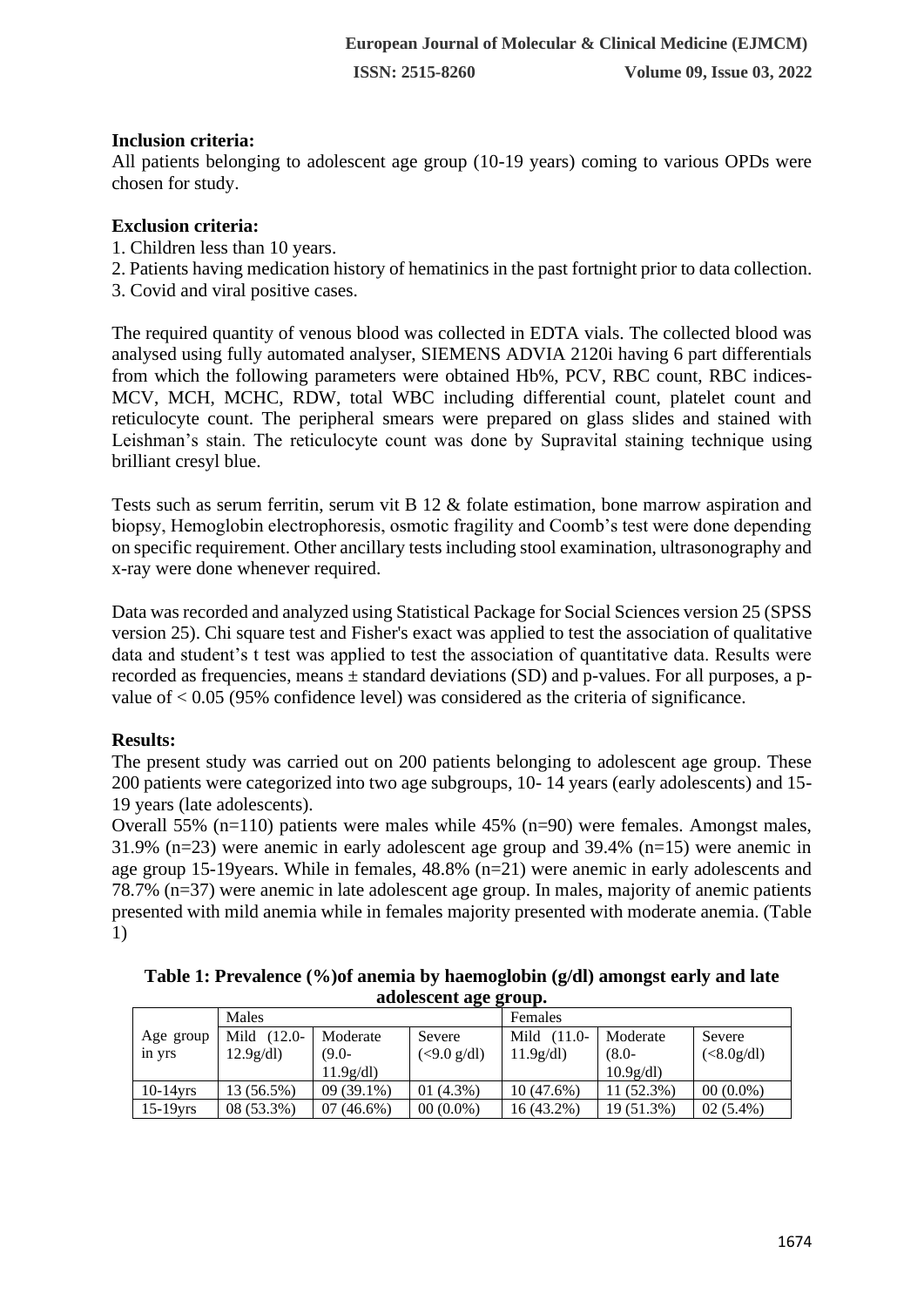**Inclusion criteria:**

All patients belonging to adolescent age group (10-19 years) coming to various OPDs were chosen for study.

**Exclusion criteria:**

1. Children less than 10 years.
2. Patients having medication history of hematinics in the past fortnight prior to data collection.
3. Covid and viral positive cases.

The required quantity of venous blood was collected in EDTA vials. The collected blood was analysed using fully automated analyser, SIEMENS ADVIA 2120i having 6 part differentials from which the following parameters were obtained Hb%, PCV, RBC count, RBC indices- MCV, MCH, MCHC, RDW, total WBC including differential count, platelet count and reticulocyte count. The peripheral smears were prepared on glass slides and stained with Leishman's stain. The reticulocyte count was done by Supravital staining technique using brilliant cresyl blue.

Tests such as serum ferritin, serum vit B 12 & folate estimation, bone marrow aspiration and biopsy, Hemoglobin electrophoresis, osmotic fragility and Coomb's test were done depending on specific requirement. Other ancillary tests including stool examination, ultrasonography and x-ray were done whenever required.

Data was recorded and analyzed using Statistical Package for Social Sciences version 25 (SPSS version 25). Chi square test and Fisher's exact was applied to test the association of qualitative data and student's t test was applied to test the association of quantitative data. Results were recorded as frequencies, means ± standard deviations (SD) and p-values. For all purposes, a p-value of < 0.05 (95% confidence level) was considered as the criteria of significance.

**Results:**

The present study was carried out on 200 patients belonging to adolescent age group. These 200 patients were categorized into two age subgroups, 10- 14 years (early adolescents) and 15-19 years (late adolescents).

Overall 55% (n=110) patients were males while 45% (n=90) were females. Amongst males, 31.9% (n=23) were anemic in early adolescent age group and 39.4% (n=15) were anemic in age group 15-19years. While in females, 48.8% (n=21) were anemic in early adolescents and 78.7% (n=37) were anemic in late adolescent age group. In males, majority of anemic patients presented with mild anemia while in females majority presented with moderate anemia. (Table 1)

**Table 1: Prevalence (%)of anemia by haemoglobin (g/dl) amongst early and late adolescent age group.**

| Age group in yrs | Males | | | Females | | |
|---|---|---|---|---|---|---|
| | Mild (12.0-12.9g/dl) | Moderate (9.0-11.9g/dl) | Severe (<9.0 g/dl) | Mild (11.0-11.9g/dl) | Moderate (8.0-10.9g/dl) | Severe (<8.0g/dl) |
| 10-14yrs | 13 (56.5%) | 09 (39.1%) | 01 (4.3%) | 10 (47.6%) | 11 (52.3%) | 00 (0.0%) |
| 15-19yrs | 08 (53.3%) | 07 (46.6%) | 00 (0.0%) | 16 (43.2%) | 19 (51.3%) | 02 (5.4%) |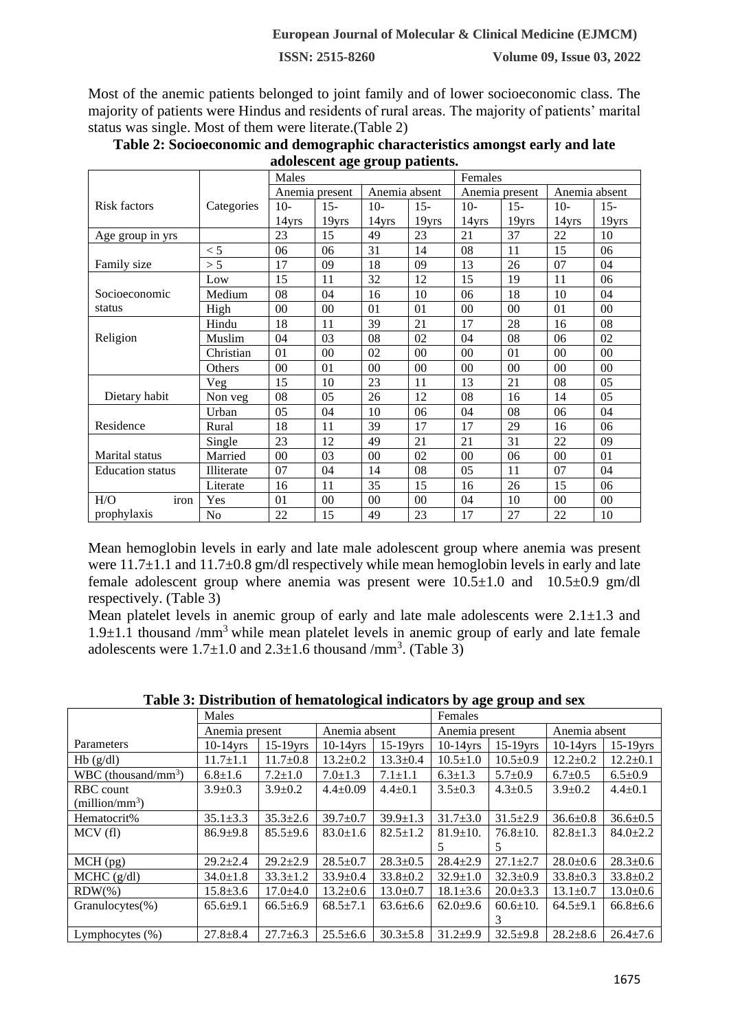Most of the anemic patients belonged to joint family and of lower socioeconomic class. The majority of patients were Hindus and residents of rural areas. The majority of patients' marital status was single. Most of them were literate.(Table 2)

**Table 2: Socioeconomic and demographic characteristics amongst early and late adolescent age group patients.**

| | | Males | | | | Females | | | |
|---|---|---|---|---|---|---|---|---|---|
| | | Anemia present | | Anemia absent | | Anemia present | | Anemia absent | |
| Risk factors | Categories | 10-14yrs | 15-19yrs | 10-14yrs | 15-19yrs | 10-14yrs | 15-19yrs | 10-14yrs | 15-19yrs |
| Age group in yrs | | 23 | 15 | 49 | 23 | 21 | 37 | 22 | 10 |
| Family size | < 5 | 06 | 06 | 31 | 14 | 08 | 11 | 15 | 06 |
| | > 5 | 17 | 09 | 18 | 09 | 13 | 26 | 07 | 04 |
| Socioeconomic status | Low | 15 | 11 | 32 | 12 | 15 | 19 | 11 | 06 |
| | Medium | 08 | 04 | 16 | 10 | 06 | 18 | 10 | 04 |
| | High | 00 | 00 | 01 | 01 | 00 | 00 | 01 | 00 |
| Religion | Hindu | 18 | 11 | 39 | 21 | 17 | 28 | 16 | 08 |
| | Muslim | 04 | 03 | 08 | 02 | 04 | 08 | 06 | 02 |
| | Christian | 01 | 00 | 02 | 00 | 00 | 01 | 00 | 00 |
| | Others | 00 | 01 | 00 | 00 | 00 | 00 | 00 | 00 |
| Dietary habit | Veg | 15 | 10 | 23 | 11 | 13 | 21 | 08 | 05 |
| | Non veg | 08 | 05 | 26 | 12 | 08 | 16 | 14 | 05 |
| Residence | Urban | 05 | 04 | 10 | 06 | 04 | 08 | 06 | 04 |
| | Rural | 18 | 11 | 39 | 17 | 17 | 29 | 16 | 06 |
| Marital status | Single | 23 | 12 | 49 | 21 | 21 | 31 | 22 | 09 |
| | Married | 00 | 03 | 00 | 02 | 00 | 06 | 00 | 01 |
| Education status | Illiterate | 07 | 04 | 14 | 08 | 05 | 11 | 07 | 04 |
| | Literate | 16 | 11 | 35 | 15 | 16 | 26 | 15 | 06 |
| H/O iron prophylaxis | Yes | 01 | 00 | 00 | 00 | 04 | 10 | 00 | 00 |
| | No | 22 | 15 | 49 | 23 | 17 | 27 | 22 | 10 |

Mean hemoglobin levels in early and late male adolescent group where anemia was present were 11.7±1.1 and 11.7±0.8 gm/dl respectively while mean hemoglobin levels in early and late female adolescent group where anemia was present were 10.5±1.0 and 10.5±0.9 gm/dl respectively. (Table 3)

Mean platelet levels in anemic group of early and late male adolescents were 2.1±1.3 and 1.9±1.1 thousand /mm$^3$ while mean platelet levels in anemic group of early and late female adolescents were 1.7±1.0 and 2.3±1.6 thousand /mm$^3$. (Table 3)

**Table 3: Distribution of hematological indicators by age group and sex**

| | Males | | | | Females | | | |
|---|---|---|---|---|---|---|---|---|
| | Anemia present | | Anemia absent | | Anemia present | | Anemia absent | |
| Parameters | 10-14yrs | 15-19yrs | 10-14yrs | 15-19yrs | 10-14yrs | 15-19yrs | 10-14yrs | 15-19yrs |
| Hb (g/dl) | 11.7±1.1 | 11.7±0.8 | 13.2±0.2 | 13.3±0.4 | 10.5±1.0 | 10.5±0.9 | 12.2±0.2 | 12.2±0.1 |
| WBC (thousand/mm$^3$) | 6.8±1.6 | 7.2±1.0 | 7.0±1.3 | 7.1±1.1 | 6.3±1.3 | 5.7±0.9 | 6.7±0.5 | 6.5±0.9 |
| RBC count (million/mm$^3$) | 3.9±0.3 | 3.9±0.2 | 4.4±0.09 | 4.4±0.1 | 3.5±0.3 | 4.3±0.5 | 3.9±0.2 | 4.4±0.1 |
| Hematocrit% | 35.1±3.3 | 35.3±2.6 | 39.7±0.7 | 39.9±1.3 | 31.7±3.0 | 31.5±2.9 | 36.6±0.8 | 36.6±0.5 |
| MCV (fl) | 86.9±9.8 | 85.5±9.6 | 83.0±1.6 | 82.5±1.2 | 81.9±10.5 | 76.8±10.5 | 82.8±1.3 | 84.0±2.2 |
| MCH (pg) | 29.2±2.4 | 29.2±2.9 | 28.5±0.7 | 28.3±0.5 | 28.4±2.9 | 27.1±2.7 | 28.0±0.6 | 28.3±0.6 |
| MCHC (g/dl) | 34.0±1.8 | 33.3±1.2 | 33.9±0.4 | 33.8±0.2 | 32.9±1.0 | 32.3±0.9 | 33.8±0.3 | 33.8±0.2 |
| RDW(%) | 15.8±3.6 | 17.0±4.0 | 13.2±0.6 | 13.0±0.7 | 18.1±3.6 | 20.0±3.3 | 13.1±0.7 | 13.0±0.6 |
| Granulocytes(%) | 65.6±9.1 | 66.5±6.9 | 68.5±7.1 | 63.6±6.6 | 62.0±9.6 | 60.6±10.3 | 64.5±9.1 | 66.8±6.6 |
| Lymphocytes (%) | 27.8±8.4 | 27.7±6.3 | 25.5±6.6 | 30.3±5.8 | 31.2±9.9 | 32.5±9.8 | 28.2±8.6 | 26.4±7.6 |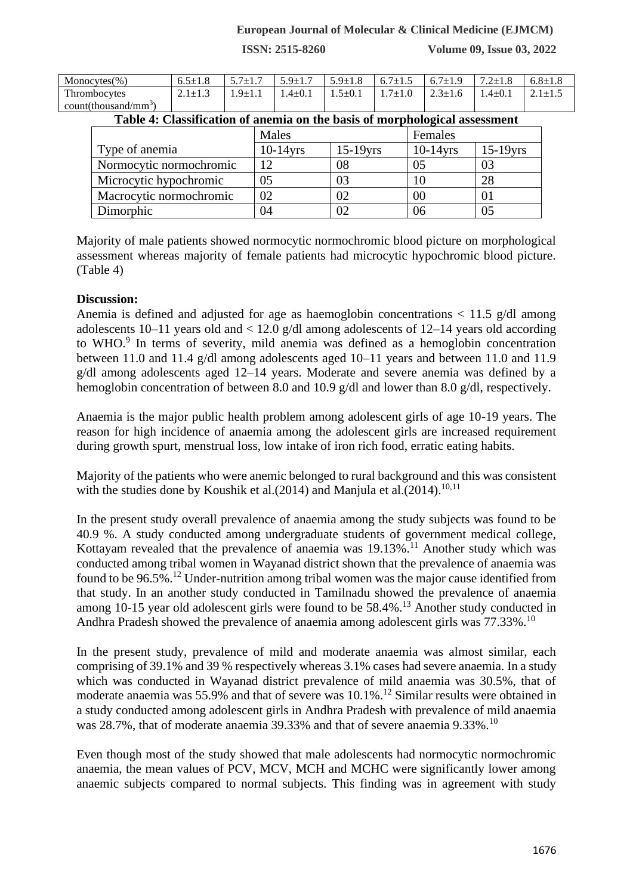| Monocytes(%) | 6.5±1.8 | 5.7±1.7 | 5.9±1.7 | 5.9±1.8 | 6.7±1.5 | 6.7±1.9 | 7.2±1.8 | 6.8±1.8 |
|---|---|---|---|---|---|---|---|---|
| Thrombocytes count(thousand/mm$^3$) | 2.1±1.3 | 1.9±1.1 | 1.4±0.1 | 1.5±0.1 | 1.7±1.0 | 2.3±1.6 | 1.4±0.1 | 2.1±1.5 |

**Table 4: Classification of anemia on the basis of morphological assessment**

| | Males | | Females | |
|---|---|---|---|---|
| Type of anemia | 10-14yrs | 15-19yrs | 10-14yrs | 15-19yrs |
| Normocytic normochromic | 12 | 08 | 05 | 03 |
| Microcytic hypochromic | 05 | 03 | 10 | 28 |
| Macrocytic normochromic | 02 | 02 | 00 | 01 |
| Dimorphic | 04 | 02 | 06 | 05 |

Majority of male patients showed normocytic normochromic blood picture on morphological assessment whereas majority of female patients had microcytic hypochromic blood picture. (Table 4)

**Discussion:**

Anemia is defined and adjusted for age as haemoglobin concentrations < 11.5 g/dl among adolescents 10–11 years old and < 12.0 g/dl among adolescents of 12–14 years old according to WHO.[9] In terms of severity, mild anemia was defined as a hemoglobin concentration between 11.0 and 11.4 g/dl among adolescents aged 10–11 years and between 11.0 and 11.9 g/dl among adolescents aged 12–14 years. Moderate and severe anemia was defined by a hemoglobin concentration of between 8.0 and 10.9 g/dl and lower than 8.0 g/dl, respectively.

Anaemia is the major public health problem among adolescent girls of age 10-19 years. The reason for high incidence of anaemia among the adolescent girls are increased requirement during growth spurt, menstrual loss, low intake of iron rich food, erratic eating habits.

Majority of the patients who were anemic belonged to rural background and this was consistent with the studies done by Koushik et al.(2014) and Manjula et al.(2014).[10,11]

In the present study overall prevalence of anaemia among the study subjects was found to be 40.9 %. A study conducted among undergraduate students of government medical college, Kottayam revealed that the prevalence of anaemia was 19.13%.[11] Another study which was conducted among tribal women in Wayanad district shown that the prevalence of anaemia was found to be 96.5%.[12] Under-nutrition among tribal women was the major cause identified from that study. In an another study conducted in Tamilnadu showed the prevalence of anaemia among 10-15 year old adolescent girls were found to be 58.4%.[13] Another study conducted in Andhra Pradesh showed the prevalence of anaemia among adolescent girls was 77.33%.[10]

In the present study, prevalence of mild and moderate anaemia was almost similar, each comprising of 39.1% and 39 % respectively whereas 3.1% cases had severe anaemia. In a study which was conducted in Wayanad district prevalence of mild anaemia was 30.5%, that of moderate anaemia was 55.9% and that of severe was 10.1%.[12] Similar results were obtained in a study conducted among adolescent girls in Andhra Pradesh with prevalence of mild anaemia was 28.7%, that of moderate anaemia 39.33% and that of severe anaemia 9.33%.[10]

Even though most of the study showed that male adolescents had normocytic normochromic anaemia, the mean values of PCV, MCV, MCH and MCHC were significantly lower among anaemic subjects compared to normal subjects. This finding was in agreement with study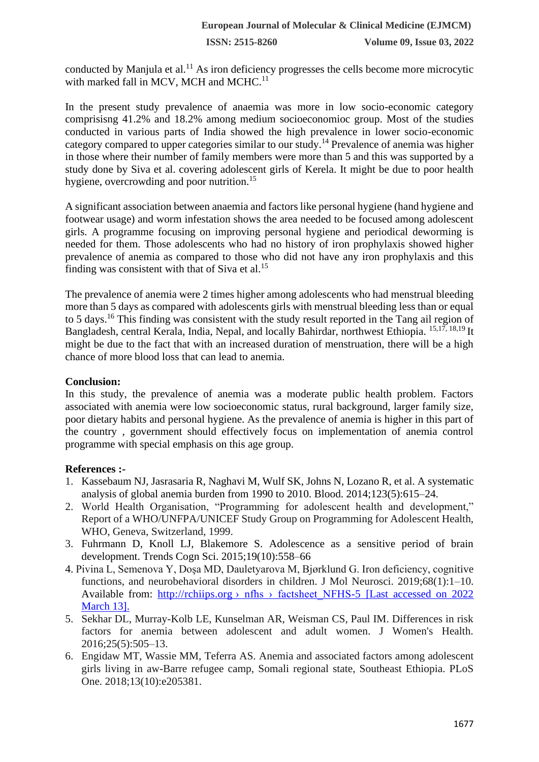conducted by Manjula et al.[11] As iron deficiency progresses the cells become more microcytic with marked fall in MCV, MCH and MCHC.[11]

In the present study prevalence of anaemia was more in low socio-economic category comprisisng 41.2% and 18.2% among medium socioeconomioc group. Most of the studies conducted in various parts of India showed the high prevalence in lower socio-economic category compared to upper categories similar to our study.[14] Prevalence of anemia was higher in those where their number of family members were more than 5 and this was supported by a study done by Siva et al. covering adolescent girls of Kerela. It might be due to poor health hygiene, overcrowding and poor nutrition.[15]

A significant association between anaemia and factors like personal hygiene (hand hygiene and footwear usage) and worm infestation shows the area needed to be focused among adolescent girls. A programme focusing on improving personal hygiene and periodical deworming is needed for them. Those adolescents who had no history of iron prophylaxis showed higher prevalence of anemia as compared to those who did not have any iron prophylaxis and this finding was consistent with that of Siva et al.[15]

The prevalence of anemia were 2 times higher among adolescents who had menstrual bleeding more than 5 days as compared with adolescents girls with menstrual bleeding less than or equal to 5 days.[16] This finding was consistent with the study result reported in the Tang ail region of Bangladesh, central Kerala, India, Nepal, and locally Bahirdar, northwest Ethiopia. [15,17, 18,19] It might be due to the fact that with an increased duration of menstruation, there will be a high chance of more blood loss that can lead to anemia.

**Conclusion:**

In this study, the prevalence of anemia was a moderate public health problem. Factors associated with anemia were low socioeconomic status, rural background, larger family size, poor dietary habits and personal hygiene. As the prevalence of anemia is higher in this part of the country , government should effectively focus on implementation of anemia control programme with special emphasis on this age group.

**References :-**

1. Kassebaum NJ, Jasrasaria R, Naghavi M, Wulf SK, Johns N, Lozano R, et al. A systematic analysis of global anemia burden from 1990 to 2010. Blood. 2014;123(5):615–24.
2. World Health Organisation, "Programming for adolescent health and development," Report of a WHO/UNFPA/UNICEF Study Group on Programming for Adolescent Health, WHO, Geneva, Switzerland, 1999.
3. Fuhrmann D, Knoll LJ, Blakemore S. Adolescence as a sensitive period of brain development. Trends Cogn Sci. 2015;19(10):558–66
4. Pivina L, Semenova Y, Doşa MD, Dauletyarova M, Bjørklund G. Iron deficiency, cognitive functions, and neurobehavioral disorders in children. J Mol Neurosci. 2019;68(1):1–10. Available from: http://rchiips.org › nfhs › factsheet_NFHS-5 [Last accessed on 2022 March 13].
5. Sekhar DL, Murray-Kolb LE, Kunselman AR, Weisman CS, Paul IM. Differences in risk factors for anemia between adolescent and adult women. J Women's Health. 2016;25(5):505–13.
6. Engidaw MT, Wassie MM, Teferra AS. Anemia and associated factors among adolescent girls living in aw-Barre refugee camp, Somali regional state, Southeast Ethiopia. PLoS One. 2018;13(10):e205381.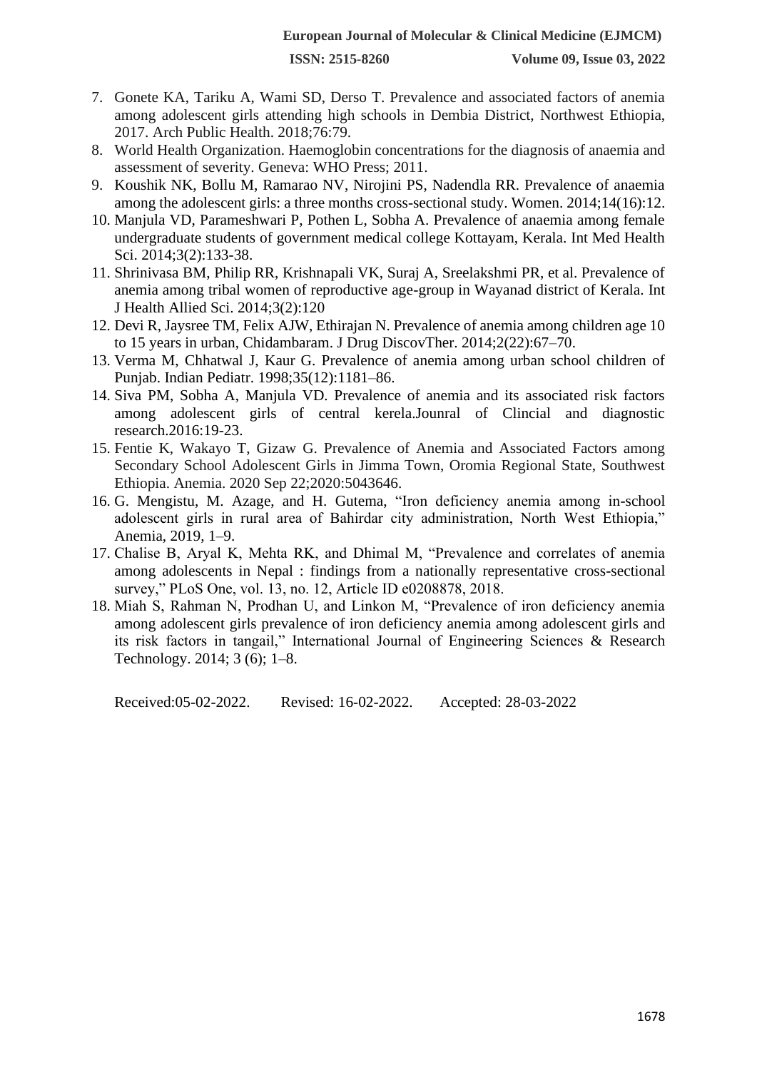7. Gonete KA, Tariku A, Wami SD, Derso T. Prevalence and associated factors of anemia among adolescent girls attending high schools in Dembia District, Northwest Ethiopia, 2017. Arch Public Health. 2018;76:79.
8. World Health Organization. Haemoglobin concentrations for the diagnosis of anaemia and assessment of severity. Geneva: WHO Press; 2011.
9. Koushik NK, Bollu M, Ramarao NV, Nirojini PS, Nadendla RR. Prevalence of anaemia among the adolescent girls: a three months cross-sectional study. Women. 2014;14(16):12.
10. Manjula VD, Parameshwari P, Pothen L, Sobha A. Prevalence of anaemia among female undergraduate students of government medical college Kottayam, Kerala. Int Med Health Sci. 2014;3(2):133-38.
11. Shrinivasa BM, Philip RR, Krishnapali VK, Suraj A, Sreelakshmi PR, et al. Prevalence of anemia among tribal women of reproductive age-group in Wayanad district of Kerala. Int J Health Allied Sci. 2014;3(2):120
12. Devi R, Jaysree TM, Felix AJW, Ethirajan N. Prevalence of anemia among children age 10 to 15 years in urban, Chidambaram. J Drug DiscovTher. 2014;2(22):67–70.
13. Verma M, Chhatwal J, Kaur G. Prevalence of anemia among urban school children of Punjab. Indian Pediatr. 1998;35(12):1181–86.
14. Siva PM, Sobha A, Manjula VD. Prevalence of anemia and its associated risk factors among adolescent girls of central kerela.Jounral of Clincial and diagnostic research.2016:19-23.
15. Fentie K, Wakayo T, Gizaw G. Prevalence of Anemia and Associated Factors among Secondary School Adolescent Girls in Jimma Town, Oromia Regional State, Southwest Ethiopia. Anemia. 2020 Sep 22;2020:5043646.
16. G. Mengistu, M. Azage, and H. Gutema, "Iron deficiency anemia among in-school adolescent girls in rural area of Bahirdar city administration, North West Ethiopia," Anemia, 2019, 1–9.
17. Chalise B, Aryal K, Mehta RK, and Dhimal M, "Prevalence and correlates of anemia among adolescents in Nepal : findings from a nationally representative cross-sectional survey," PLoS One, vol. 13, no. 12, Article ID e0208878, 2018.
18. Miah S, Rahman N, Prodhan U, and Linkon M, "Prevalence of iron deficiency anemia among adolescent girls prevalence of iron deficiency anemia among adolescent girls and its risk factors in tangail," International Journal of Engineering Sciences & Research Technology. 2014; 3 (6); 1–8.

Received:05-02-2022. Revised: 16-02-2022. Accepted: 28-03-2022